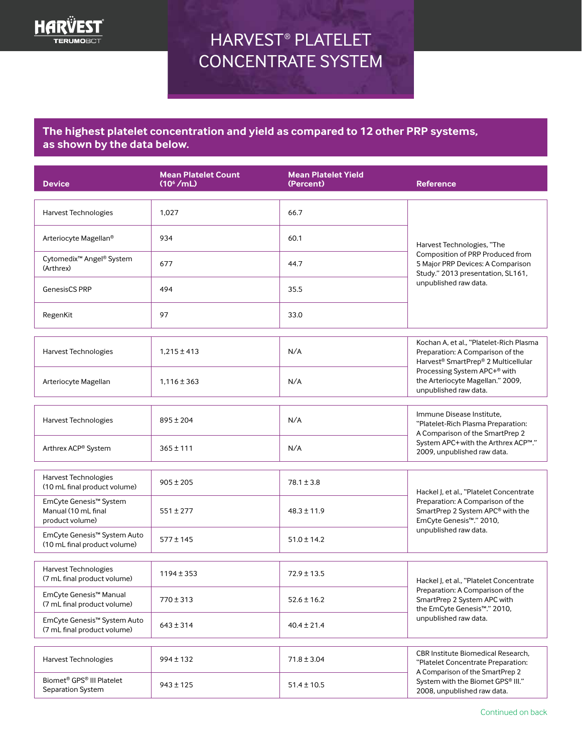# HARVEST® PLATELET CONCENTRATE SYSTEM

## The highest platelet concentration and yield as compared to 12 other PRP systems, as shown by the data below.

| Device | Mean Platelet Count ($10^6$ /mL) | Mean Platelet Yield (Percent) | Reference |
|---|---|---|---|
| Harvest Technologies | 1,027 | 66.7 | Harvest Technologies, "The Composition of PRP Produced from 5 Major PRP Devices: A Comparison Study." 2013 presentation, SL161, unpublished raw data. |
| Arteriocyte Magellan® | 934 | 60.1 | |
| Cytomedix™ Angel® System (Arthrex) | 677 | 44.7 | |
| GenesisCS PRP | 494 | 35.5 | |
| RegenKit | 97 | 33.0 | |
| Harvest Technologies | 1,215 ± 413 | N/A | Kochan A, et al., "Platelet-Rich Plasma Preparation: A Comparison of the Harvest® SmartPrep® 2 Multicellular Processing System APC+® with the Arteriocyte Magellan." 2009, unpublished raw data. |
| Arteriocyte Magellan | 1,116 ± 363 | N/A | |
| Harvest Technologies | 895 ± 204 | N/A | Immune Disease Institute, "Platelet-Rich Plasma Preparation: A Comparison of the SmartPrep 2 System APC+with the Arthrex ACP™." 2009, unpublished raw data. |
| Arthrex ACP® System | 365 ± 111 | N/A | |
| Harvest Technologies (10 mL final product volume) | 905 ± 205 | 78.1 ± 3.8 | Hackel J, et al., "Platelet Concentrate Preparation: A Comparison of the SmartPrep 2 System APC® with the EmCyte Genesis™." 2010, unpublished raw data. |
| EmCyte Genesis™ System Manual (10 mL final product volume) | 551 ± 277 | 48.3 ± 11.9 | |
| EmCyte Genesis™ System Auto (10 mL final product volume) | 577 ± 145 | 51.0 ± 14.2 | |
| Harvest Technologies (7 mL final product volume) | 1194 ± 353 | 72.9 ± 13.5 | Hackel J, et al., "Platelet Concentrate Preparation: A Comparison of the SmartPrep 2 System APC with the EmCyte Genesis™." 2010, unpublished raw data. |
| EmCyte Genesis™ Manual (7 mL final product volume) | 770 ± 313 | 52.6 ± 16.2 | |
| EmCyte Genesis™ System Auto (7 mL final product volume) | 643 ± 314 | 40.4 ± 21.4 | |
| Harvest Technologies | 994 ± 132 | 71.8 ± 3.04 | CBR Institute Biomedical Research, "Platelet Concentrate Preparation: A Comparison of the SmartPrep 2 System with the Biomet GPS® III." 2008, unpublished raw data. |
| Biomet® GPS® III Platelet Separation System | 943 ± 125 | 51.4 ± 10.5 | |

Continued on back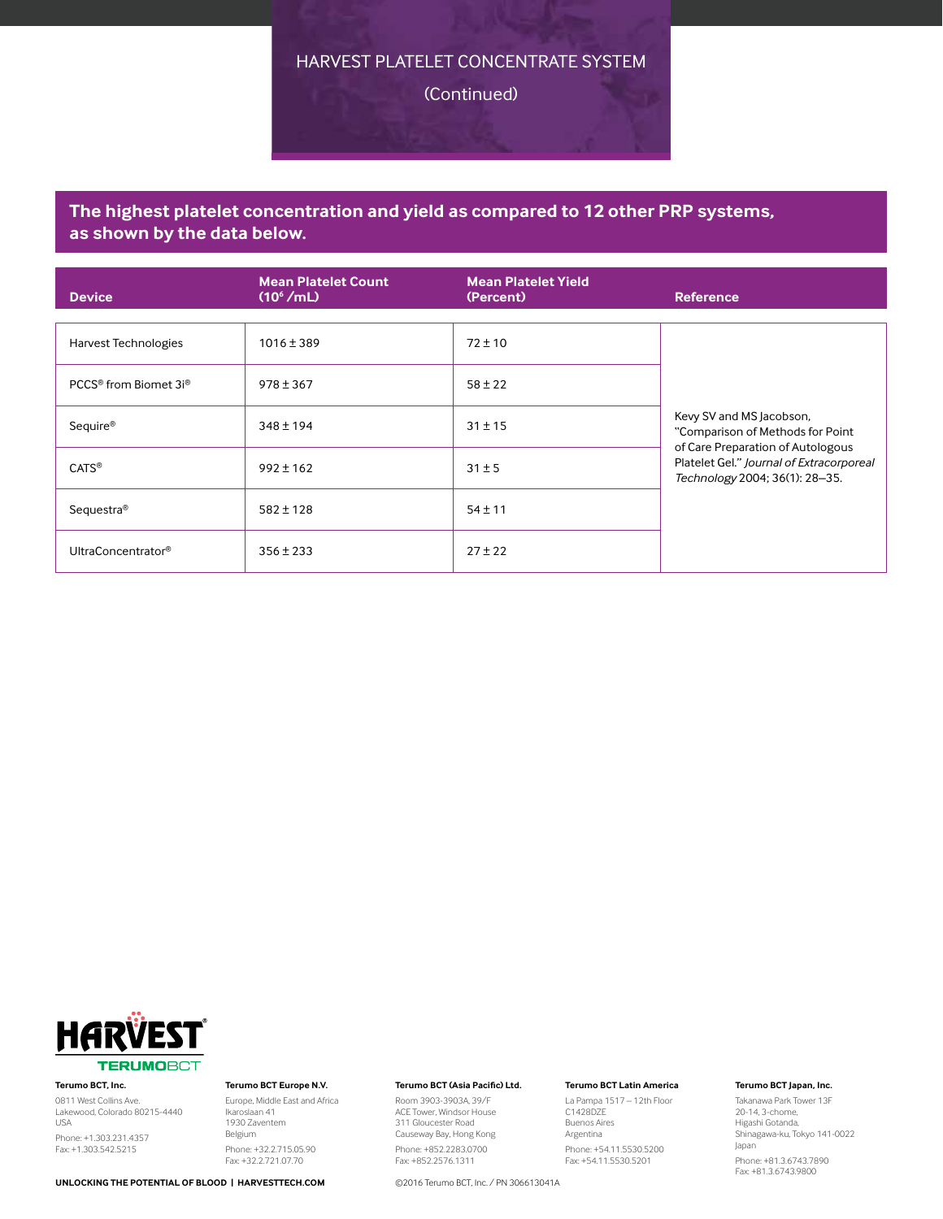# HARVEST PLATELET CONCENTRATE SYSTEM

(Continued)

## The highest platelet concentration and yield as compared to 12 other PRP systems, as shown by the data below.

| Device | Mean Platelet Count ($10^6$ /mL) | Mean Platelet Yield (Percent) | Reference |
|---|---|---|---|
| Harvest Technologies | 1016 ± 389 | 72 ± 10 | Kevy SV and MS Jacobson, "Comparison of Methods for Point of Care Preparation of Autologous Platelet Gel." *Journal of Extracorporeal Technology* 2004; 36(1): 28–35. |
| PCCS® from Biomet 3i® | 978 ± 367 | 58 ± 22 | |
| Sequire® | 348 ± 194 | 31 ± 15 | |
| CATS® | 992 ± 162 | 31 ± 5 | |
| Sequestra® | 582 ± 128 | 54 ± 11 | |
| UltraConcentrator® | 356 ± 233 | 27 ± 22 | |

HARVEST®
TERUMOBCT

**Terumo BCT, Inc.**
0811 West Collins Ave.
Lakewood, Colorado 80215-4440
USA
Phone: +1.303.231.4357
Fax: +1.303.542.5215

**Terumo BCT Europe N.V.**
Europe, Middle East and Africa
Ikaroslaan 41
1930 Zaventem
Belgium
Phone: +32.2.715.05.90
Fax: +32.2.721.07.70

**Terumo BCT (Asia Pacific) Ltd.**
Room 3903-3903A, 39/F
ACE Tower, Windsor House
311 Gloucester Road
Causeway Bay, Hong Kong
Phone: +852.2283.0700
Fax: +852.2576.1311

**Terumo BCT Latin America**
La Pampa 1517 – 12th Floor
C1428DZE
Buenos Aires
Argentina
Phone: +54.11.5530.5200
Fax: +54.11.5530.5201

**Terumo BCT Japan, Inc.**
Takanawa Park Tower 13F
20-14, 3-chome,
Higashi Gotanda,
Shinagawa-ku, Tokyo 141-0022
Japan
Phone: +81.3.6743.7890
Fax: +81.3.6743.9800

**UNLOCKING THE POTENTIAL OF BLOOD | HARVESTTECH.COM**

©2016 Terumo BCT, Inc. / PN 306613041A